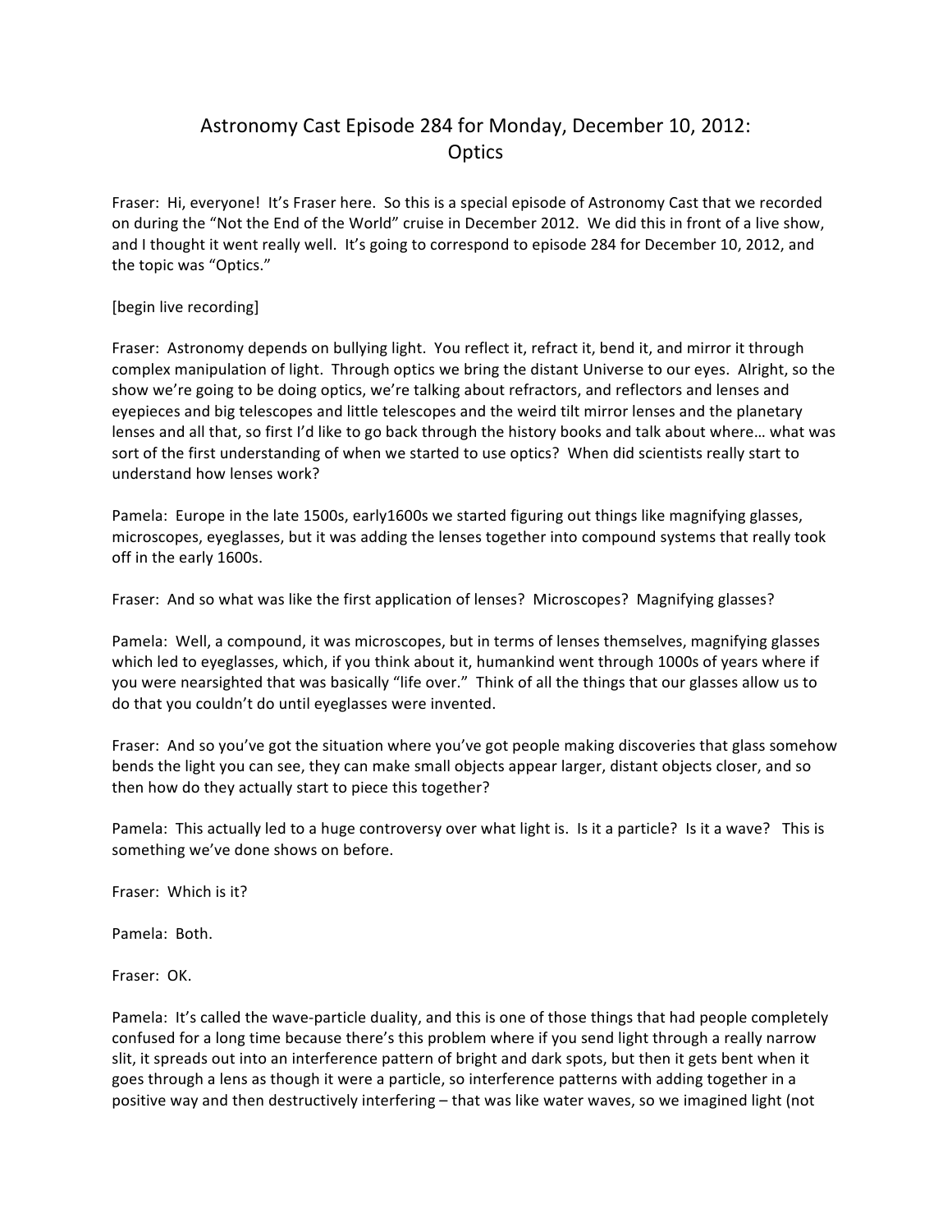# Astronomy Cast Episode 284 for Monday, December 10, 2012: Optics

Fraser: Hi, everyone! It's Fraser here. So this is a special episode of Astronomy Cast that we recorded on during the "Not the End of the World" cruise in December 2012. We did this in front of a live show, and I thought it went really well. It's going to correspond to episode 284 for December 10, 2012, and the topic was "Optics."

[begin live recording]

Fraser: Astronomy depends on bullying light. You reflect it, refract it, bend it, and mirror it through complex manipulation of light. Through optics we bring the distant Universe to our eyes. Alright, so the show we're going to be doing optics, we're talking about refractors, and reflectors and lenses and eyepieces and big telescopes and little telescopes and the weird tilt mirror lenses and the planetary lenses and all that, so first I'd like to go back through the history books and talk about where… what was sort of the first understanding of when we started to use optics? When did scientists really start to understand how lenses work?

Pamela: Europe in the late 1500s, early1600s we started figuring out things like magnifying glasses, microscopes, eyeglasses, but it was adding the lenses together into compound systems that really took off in the early 1600s.

Fraser: And so what was like the first application of lenses? Microscopes? Magnifying glasses?

Pamela: Well, a compound, it was microscopes, but in terms of lenses themselves, magnifying glasses which led to eyeglasses, which, if you think about it, humankind went through 1000s of years where if you were nearsighted that was basically "life over." Think of all the things that our glasses allow us to do that you couldn't do until eyeglasses were invented.

Fraser: And so you've got the situation where you've got people making discoveries that glass somehow bends the light you can see, they can make small objects appear larger, distant objects closer, and so then how do they actually start to piece this together?

Pamela: This actually led to a huge controversy over what light is. Is it a particle? Is it a wave? This is something we've done shows on before.

Fraser: Which is it?

Pamela: Both.

Fraser: OK.

Pamela: It's called the wave-particle duality, and this is one of those things that had people completely confused for a long time because there's this problem where if you send light through a really narrow slit, it spreads out into an interference pattern of bright and dark spots, but then it gets bent when it goes through a lens as though it were a particle, so interference patterns with adding together in a positive way and then destructively interfering – that was like water waves, so we imagined light (not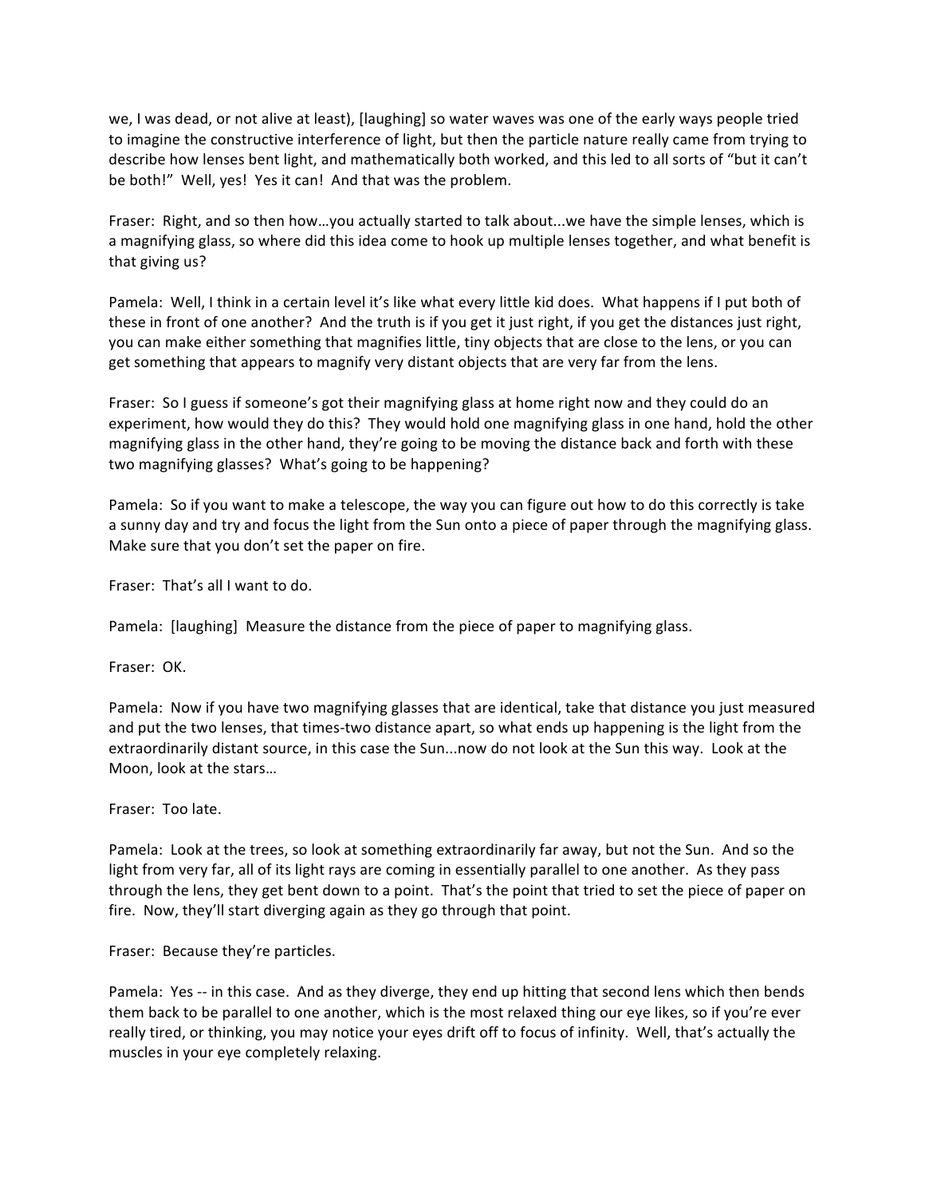we, I was dead, or not alive at least), [laughing] so water waves was one of the early ways people tried to imagine the constructive interference of light, but then the particle nature really came from trying to describe how lenses bent light, and mathematically both worked, and this led to all sorts of "but it can't be both!" Well, yes! Yes it can! And that was the problem.

Fraser: Right, and so then how…you actually started to talk about...we have the simple lenses, which is a magnifying glass, so where did this idea come to hook up multiple lenses together, and what benefit is that giving us?

Pamela: Well, I think in a certain level it's like what every little kid does. What happens if I put both of these in front of one another? And the truth is if you get it just right, if you get the distances just right, you can make either something that magnifies little, tiny objects that are close to the lens, or you can get something that appears to magnify very distant objects that are very far from the lens.

Fraser: So I guess if someone's got their magnifying glass at home right now and they could do an experiment, how would they do this? They would hold one magnifying glass in one hand, hold the other magnifying glass in the other hand, they're going to be moving the distance back and forth with these two magnifying glasses? What's going to be happening?

Pamela: So if you want to make a telescope, the way you can figure out how to do this correctly is take a sunny day and try and focus the light from the Sun onto a piece of paper through the magnifying glass. Make sure that you don't set the paper on fire.

Fraser: That's all I want to do.

Pamela: [laughing] Measure the distance from the piece of paper to magnifying glass.

Fraser: OK.

Pamela: Now if you have two magnifying glasses that are identical, take that distance you just measured and put the two lenses, that times-two distance apart, so what ends up happening is the light from the extraordinarily distant source, in this case the Sun...now do not look at the Sun this way. Look at the Moon, look at the stars…

Fraser: Too late.

Pamela: Look at the trees, so look at something extraordinarily far away, but not the Sun. And so the light from very far, all of its light rays are coming in essentially parallel to one another. As they pass through the lens, they get bent down to a point. That's the point that tried to set the piece of paper on fire. Now, they'll start diverging again as they go through that point.

Fraser: Because they're particles.

Pamela: Yes -- in this case. And as they diverge, they end up hitting that second lens which then bends them back to be parallel to one another, which is the most relaxed thing our eye likes, so if you're ever really tired, or thinking, you may notice your eyes drift off to focus of infinity. Well, that's actually the muscles in your eye completely relaxing.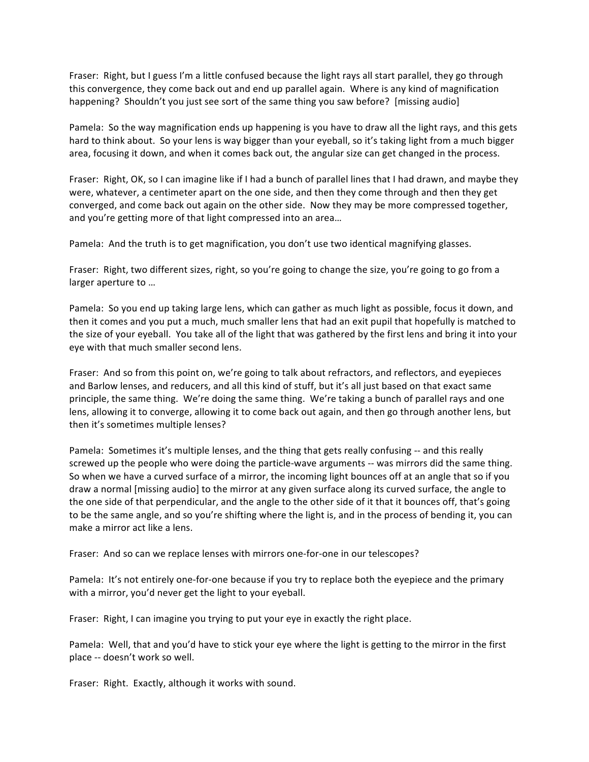Fraser: Right, but I guess I'm a little confused because the light rays all start parallel, they go through this convergence, they come back out and end up parallel again. Where is any kind of magnification happening? Shouldn't you just see sort of the same thing you saw before? [missing audio]

Pamela: So the way magnification ends up happening is you have to draw all the light rays, and this gets hard to think about. So your lens is way bigger than your eyeball, so it's taking light from a much bigger area, focusing it down, and when it comes back out, the angular size can get changed in the process.

Fraser: Right, OK, so I can imagine like if I had a bunch of parallel lines that I had drawn, and maybe they were, whatever, a centimeter apart on the one side, and then they come through and then they get converged, and come back out again on the other side. Now they may be more compressed together, and you're getting more of that light compressed into an area…

Pamela: And the truth is to get magnification, you don't use two identical magnifying glasses.

Fraser: Right, two different sizes, right, so you're going to change the size, you're going to go from a larger aperture to …

Pamela: So you end up taking large lens, which can gather as much light as possible, focus it down, and then it comes and you put a much, much smaller lens that had an exit pupil that hopefully is matched to the size of your eyeball. You take all of the light that was gathered by the first lens and bring it into your eye with that much smaller second lens.

Fraser: And so from this point on, we're going to talk about refractors, and reflectors, and eyepieces and Barlow lenses, and reducers, and all this kind of stuff, but it's all just based on that exact same principle, the same thing. We're doing the same thing. We're taking a bunch of parallel rays and one lens, allowing it to converge, allowing it to come back out again, and then go through another lens, but then it's sometimes multiple lenses?

Pamela: Sometimes it's multiple lenses, and the thing that gets really confusing -- and this really screwed up the people who were doing the particle-wave arguments -- was mirrors did the same thing. So when we have a curved surface of a mirror, the incoming light bounces off at an angle that so if you draw a normal [missing audio] to the mirror at any given surface along its curved surface, the angle to the one side of that perpendicular, and the angle to the other side of it that it bounces off, that's going to be the same angle, and so you're shifting where the light is, and in the process of bending it, you can make a mirror act like a lens.

Fraser: And so can we replace lenses with mirrors one-for-one in our telescopes?

Pamela: It's not entirely one-for-one because if you try to replace both the eyepiece and the primary with a mirror, you'd never get the light to your eyeball.

Fraser: Right, I can imagine you trying to put your eye in exactly the right place.

Pamela: Well, that and you'd have to stick your eye where the light is getting to the mirror in the first place -- doesn't work so well.

Fraser: Right. Exactly, although it works with sound.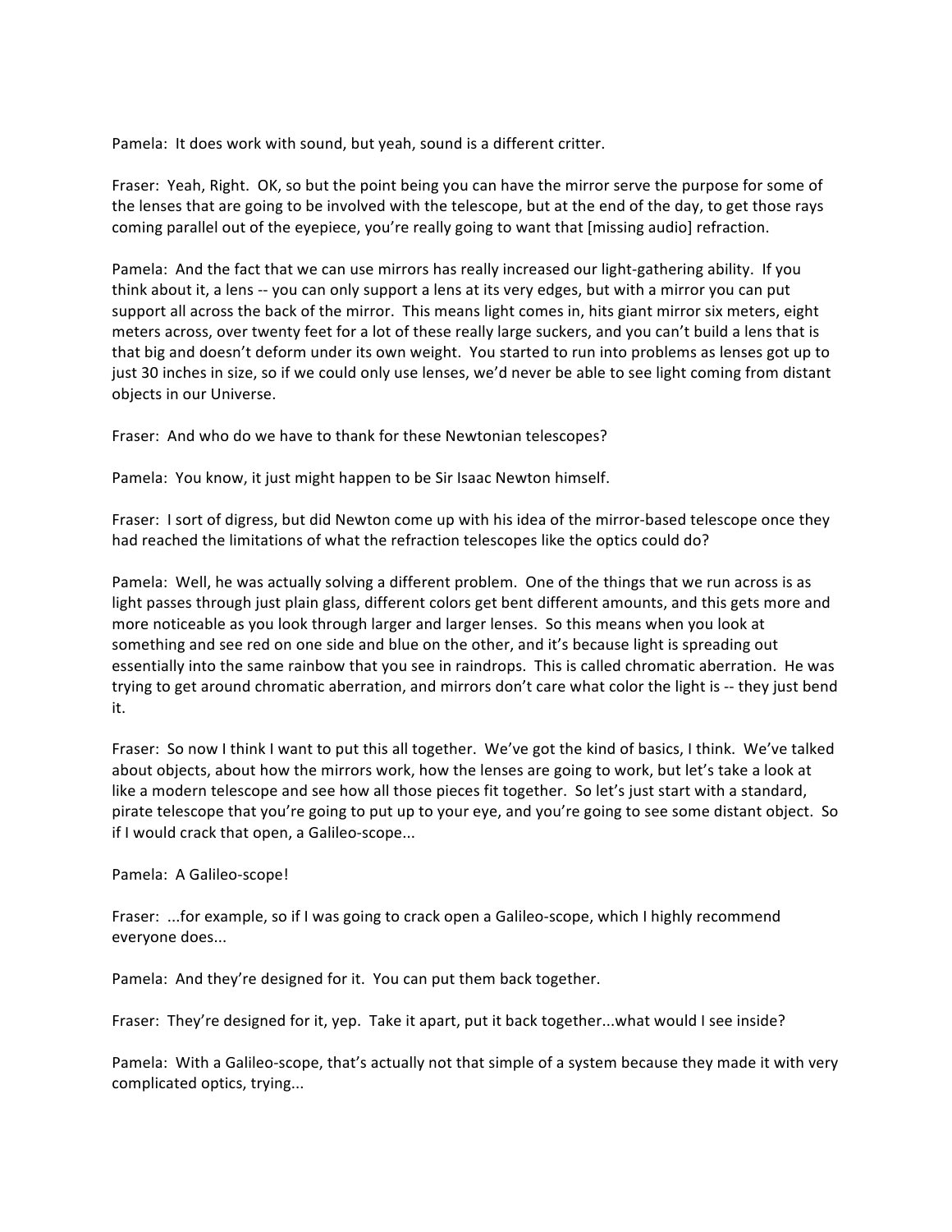Pamela: It does work with sound, but yeah, sound is a different critter.

Fraser: Yeah, Right. OK, so but the point being you can have the mirror serve the purpose for some of the lenses that are going to be involved with the telescope, but at the end of the day, to get those rays coming parallel out of the eyepiece, you're really going to want that [missing audio] refraction.

Pamela: And the fact that we can use mirrors has really increased our light-gathering ability. If you think about it, a lens -- you can only support a lens at its very edges, but with a mirror you can put support all across the back of the mirror. This means light comes in, hits giant mirror six meters, eight meters across, over twenty feet for a lot of these really large suckers, and you can't build a lens that is that big and doesn't deform under its own weight. You started to run into problems as lenses got up to just 30 inches in size, so if we could only use lenses, we'd never be able to see light coming from distant objects in our Universe.

Fraser: And who do we have to thank for these Newtonian telescopes?

Pamela: You know, it just might happen to be Sir Isaac Newton himself.

Fraser: I sort of digress, but did Newton come up with his idea of the mirror-based telescope once they had reached the limitations of what the refraction telescopes like the optics could do?

Pamela: Well, he was actually solving a different problem. One of the things that we run across is as light passes through just plain glass, different colors get bent different amounts, and this gets more and more noticeable as you look through larger and larger lenses. So this means when you look at something and see red on one side and blue on the other, and it's because light is spreading out essentially into the same rainbow that you see in raindrops. This is called chromatic aberration. He was trying to get around chromatic aberration, and mirrors don't care what color the light is -- they just bend it.

Fraser: So now I think I want to put this all together. We've got the kind of basics, I think. We've talked about objects, about how the mirrors work, how the lenses are going to work, but let's take a look at like a modern telescope and see how all those pieces fit together. So let's just start with a standard, pirate telescope that you're going to put up to your eye, and you're going to see some distant object. So if I would crack that open, a Galileo-scope...

Pamela: A Galileo-scope!

Fraser: ...for example, so if I was going to crack open a Galileo-scope, which I highly recommend everyone does...

Pamela: And they're designed for it. You can put them back together.

Fraser: They're designed for it, yep. Take it apart, put it back together...what would I see inside?

Pamela: With a Galileo-scope, that's actually not that simple of a system because they made it with very complicated optics, trying...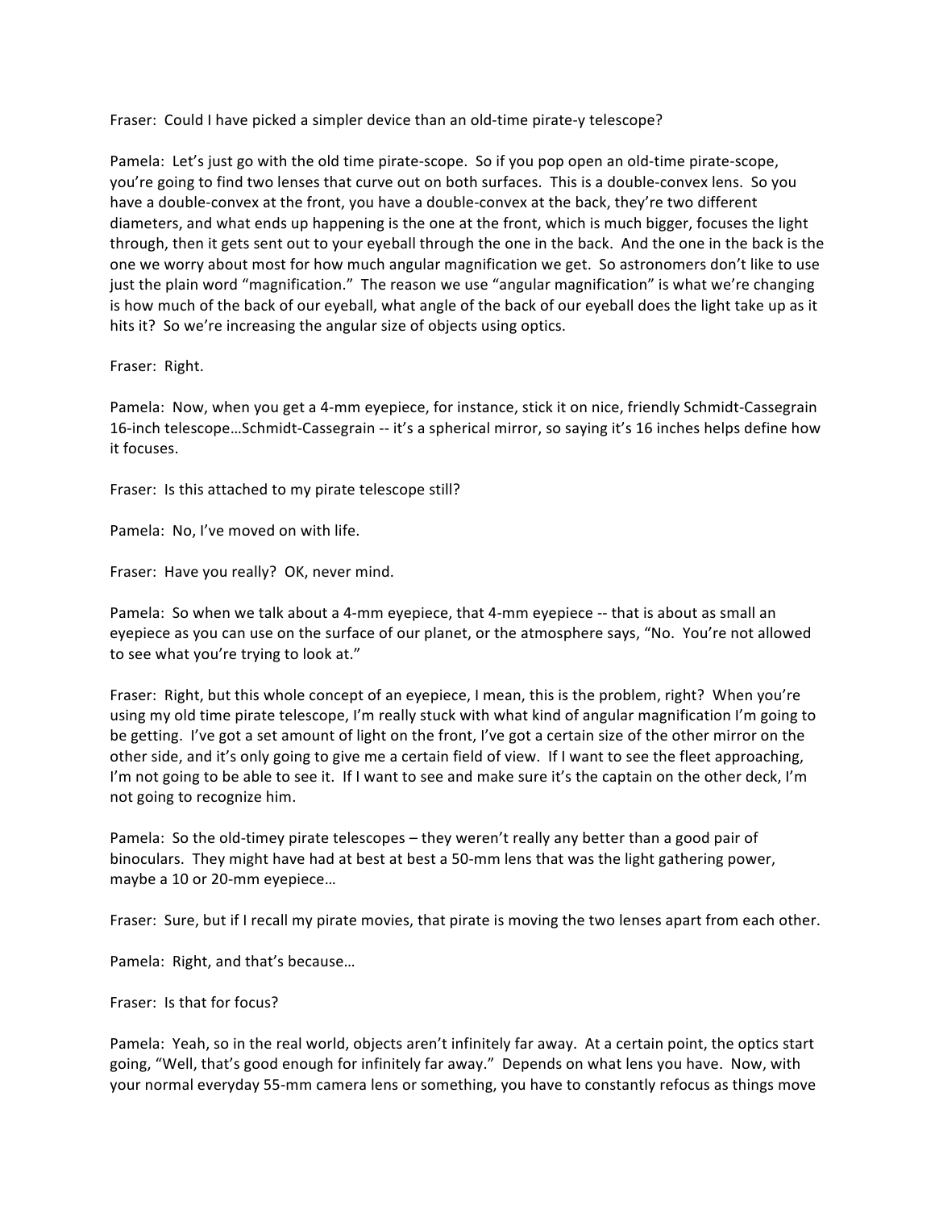Fraser: Could I have picked a simpler device than an old-time pirate-y telescope?

Pamela: Let's just go with the old time pirate-scope. So if you pop open an old-time pirate-scope, you're going to find two lenses that curve out on both surfaces. This is a double-convex lens. So you have a double-convex at the front, you have a double-convex at the back, they're two different diameters, and what ends up happening is the one at the front, which is much bigger, focuses the light through, then it gets sent out to your eyeball through the one in the back. And the one in the back is the one we worry about most for how much angular magnification we get. So astronomers don't like to use just the plain word "magnification." The reason we use "angular magnification" is what we're changing is how much of the back of our eyeball, what angle of the back of our eyeball does the light take up as it hits it? So we're increasing the angular size of objects using optics.

Fraser: Right.

Pamela: Now, when you get a 4-mm eyepiece, for instance, stick it on nice, friendly Schmidt-Cassegrain 16-inch telescope…Schmidt-Cassegrain -- it's a spherical mirror, so saying it's 16 inches helps define how it focuses.

Fraser: Is this attached to my pirate telescope still?

Pamela: No, I've moved on with life.

Fraser: Have you really? OK, never mind.

Pamela: So when we talk about a 4-mm eyepiece, that 4-mm eyepiece -- that is about as small an eyepiece as you can use on the surface of our planet, or the atmosphere says, "No. You're not allowed to see what you're trying to look at."

Fraser: Right, but this whole concept of an eyepiece, I mean, this is the problem, right? When you're using my old time pirate telescope, I'm really stuck with what kind of angular magnification I'm going to be getting. I've got a set amount of light on the front, I've got a certain size of the other mirror on the other side, and it's only going to give me a certain field of view. If I want to see the fleet approaching, I'm not going to be able to see it. If I want to see and make sure it's the captain on the other deck, I'm not going to recognize him.

Pamela: So the old-timey pirate telescopes – they weren't really any better than a good pair of binoculars. They might have had at best at best a 50-mm lens that was the light gathering power, maybe a 10 or 20-mm eyepiece…

Fraser: Sure, but if I recall my pirate movies, that pirate is moving the two lenses apart from each other.

Pamela: Right, and that's because…

Fraser: Is that for focus?

Pamela: Yeah, so in the real world, objects aren't infinitely far away. At a certain point, the optics start going, "Well, that's good enough for infinitely far away." Depends on what lens you have. Now, with your normal everyday 55-mm camera lens or something, you have to constantly refocus as things move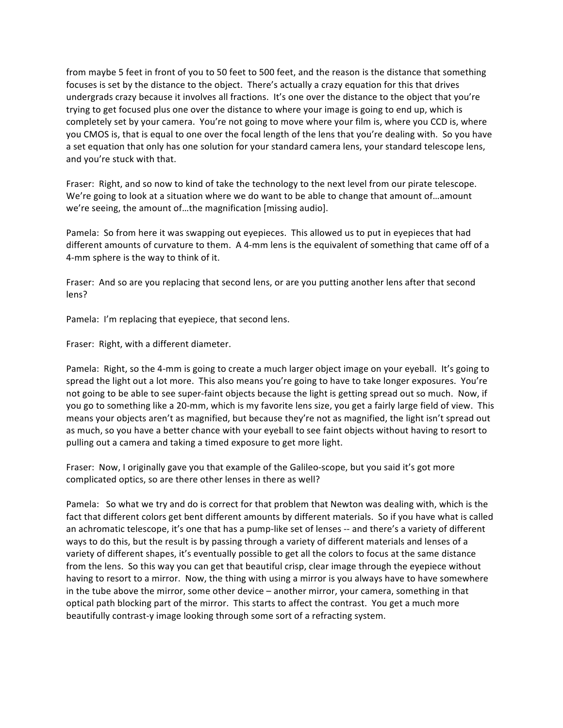from maybe 5 feet in front of you to 50 feet to 500 feet, and the reason is the distance that something focuses is set by the distance to the object. There's actually a crazy equation for this that drives undergrads crazy because it involves all fractions. It's one over the distance to the object that you're trying to get focused plus one over the distance to where your image is going to end up, which is completely set by your camera. You're not going to move where your film is, where you CCD is, where you CMOS is, that is equal to one over the focal length of the lens that you're dealing with. So you have a set equation that only has one solution for your standard camera lens, your standard telescope lens, and you're stuck with that.

Fraser: Right, and so now to kind of take the technology to the next level from our pirate telescope. We're going to look at a situation where we do want to be able to change that amount of…amount we're seeing, the amount of…the magnification [missing audio].

Pamela: So from here it was swapping out eyepieces. This allowed us to put in eyepieces that had different amounts of curvature to them. A 4-mm lens is the equivalent of something that came off of a 4-mm sphere is the way to think of it.

Fraser: And so are you replacing that second lens, or are you putting another lens after that second lens?

Pamela: I'm replacing that eyepiece, that second lens.

Fraser: Right, with a different diameter.

Pamela: Right, so the 4-mm is going to create a much larger object image on your eyeball. It's going to spread the light out a lot more. This also means you're going to have to take longer exposures. You're not going to be able to see super-faint objects because the light is getting spread out so much. Now, if you go to something like a 20-mm, which is my favorite lens size, you get a fairly large field of view. This means your objects aren't as magnified, but because they're not as magnified, the light isn't spread out as much, so you have a better chance with your eyeball to see faint objects without having to resort to pulling out a camera and taking a timed exposure to get more light.

Fraser: Now, I originally gave you that example of the Galileo-scope, but you said it's got more complicated optics, so are there other lenses in there as well?

Pamela: So what we try and do is correct for that problem that Newton was dealing with, which is the fact that different colors get bent different amounts by different materials. So if you have what is called an achromatic telescope, it's one that has a pump-like set of lenses -- and there's a variety of different ways to do this, but the result is by passing through a variety of different materials and lenses of a variety of different shapes, it's eventually possible to get all the colors to focus at the same distance from the lens. So this way you can get that beautiful crisp, clear image through the eyepiece without having to resort to a mirror. Now, the thing with using a mirror is you always have to have somewhere in the tube above the mirror, some other device – another mirror, your camera, something in that optical path blocking part of the mirror. This starts to affect the contrast. You get a much more beautifully contrast-y image looking through some sort of a refracting system.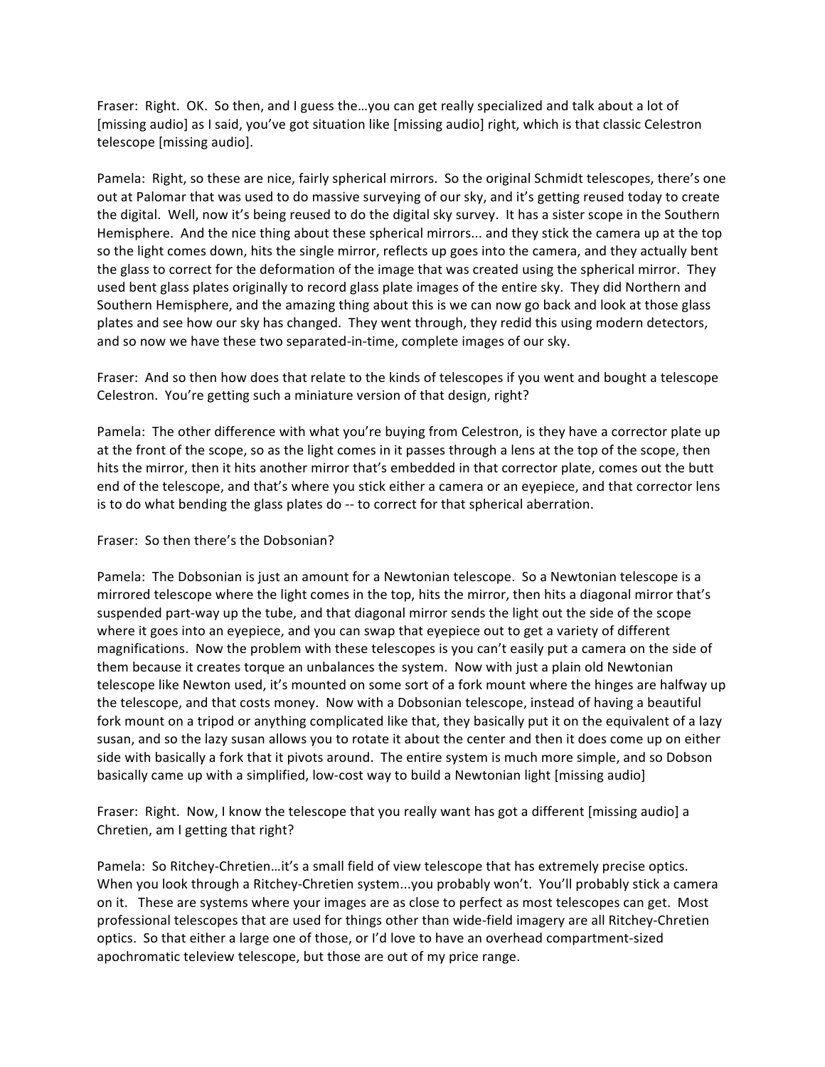Fraser: Right. OK. So then, and I guess the…you can get really specialized and talk about a lot of [missing audio] as I said, you've got situation like [missing audio] right, which is that classic Celestron telescope [missing audio].

Pamela: Right, so these are nice, fairly spherical mirrors. So the original Schmidt telescopes, there's one out at Palomar that was used to do massive surveying of our sky, and it's getting reused today to create the digital. Well, now it's being reused to do the digital sky survey. It has a sister scope in the Southern Hemisphere. And the nice thing about these spherical mirrors... and they stick the camera up at the top so the light comes down, hits the single mirror, reflects up goes into the camera, and they actually bent the glass to correct for the deformation of the image that was created using the spherical mirror. They used bent glass plates originally to record glass plate images of the entire sky. They did Northern and Southern Hemisphere, and the amazing thing about this is we can now go back and look at those glass plates and see how our sky has changed. They went through, they redid this using modern detectors, and so now we have these two separated-in-time, complete images of our sky.

Fraser: And so then how does that relate to the kinds of telescopes if you went and bought a telescope Celestron. You're getting such a miniature version of that design, right?

Pamela: The other difference with what you're buying from Celestron, is they have a corrector plate up at the front of the scope, so as the light comes in it passes through a lens at the top of the scope, then hits the mirror, then it hits another mirror that's embedded in that corrector plate, comes out the butt end of the telescope, and that's where you stick either a camera or an eyepiece, and that corrector lens is to do what bending the glass plates do -- to correct for that spherical aberration.

Fraser: So then there's the Dobsonian?

Pamela: The Dobsonian is just an amount for a Newtonian telescope. So a Newtonian telescope is a mirrored telescope where the light comes in the top, hits the mirror, then hits a diagonal mirror that's suspended part-way up the tube, and that diagonal mirror sends the light out the side of the scope where it goes into an eyepiece, and you can swap that eyepiece out to get a variety of different magnifications. Now the problem with these telescopes is you can't easily put a camera on the side of them because it creates torque an unbalances the system. Now with just a plain old Newtonian telescope like Newton used, it's mounted on some sort of a fork mount where the hinges are halfway up the telescope, and that costs money. Now with a Dobsonian telescope, instead of having a beautiful fork mount on a tripod or anything complicated like that, they basically put it on the equivalent of a lazy susan, and so the lazy susan allows you to rotate it about the center and then it does come up on either side with basically a fork that it pivots around. The entire system is much more simple, and so Dobson basically came up with a simplified, low-cost way to build a Newtonian light [missing audio]

Fraser: Right. Now, I know the telescope that you really want has got a different [missing audio] a Chretien, am I getting that right?

Pamela: So Ritchey-Chretien…it's a small field of view telescope that has extremely precise optics. When you look through a Ritchey-Chretien system...you probably won't. You'll probably stick a camera on it. These are systems where your images are as close to perfect as most telescopes can get. Most professional telescopes that are used for things other than wide-field imagery are all Ritchey-Chretien optics. So that either a large one of those, or I'd love to have an overhead compartment-sized apochromatic teleview telescope, but those are out of my price range.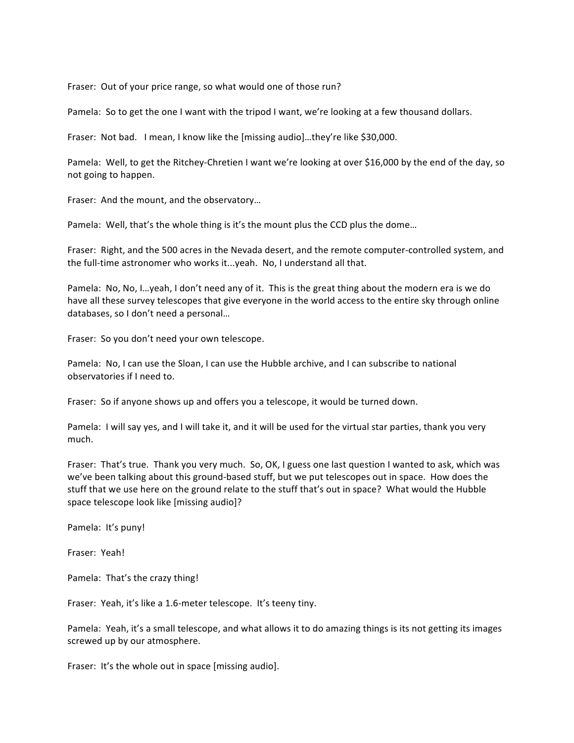Fraser: Out of your price range, so what would one of those run?

Pamela: So to get the one I want with the tripod I want, we're looking at a few thousand dollars.

Fraser: Not bad. I mean, I know like the [missing audio]…they're like $30,000.

Pamela: Well, to get the Ritchey-Chretien I want we're looking at over $16,000 by the end of the day, so not going to happen.

Fraser: And the mount, and the observatory…

Pamela: Well, that's the whole thing is it's the mount plus the CCD plus the dome…

Fraser: Right, and the 500 acres in the Nevada desert, and the remote computer-controlled system, and the full-time astronomer who works it...yeah. No, I understand all that.

Pamela: No, No, I…yeah, I don't need any of it. This is the great thing about the modern era is we do have all these survey telescopes that give everyone in the world access to the entire sky through online databases, so I don't need a personal…

Fraser: So you don't need your own telescope.

Pamela: No, I can use the Sloan, I can use the Hubble archive, and I can subscribe to national observatories if I need to.

Fraser: So if anyone shows up and offers you a telescope, it would be turned down.

Pamela: I will say yes, and I will take it, and it will be used for the virtual star parties, thank you very much.

Fraser: That's true. Thank you very much. So, OK, I guess one last question I wanted to ask, which was we've been talking about this ground-based stuff, but we put telescopes out in space. How does the stuff that we use here on the ground relate to the stuff that's out in space? What would the Hubble space telescope look like [missing audio]?

Pamela: It's puny!

Fraser: Yeah!

Pamela: That's the crazy thing!

Fraser: Yeah, it's like a 1.6-meter telescope. It's teeny tiny.

Pamela: Yeah, it's a small telescope, and what allows it to do amazing things is its not getting its images screwed up by our atmosphere.

Fraser: It's the whole out in space [missing audio].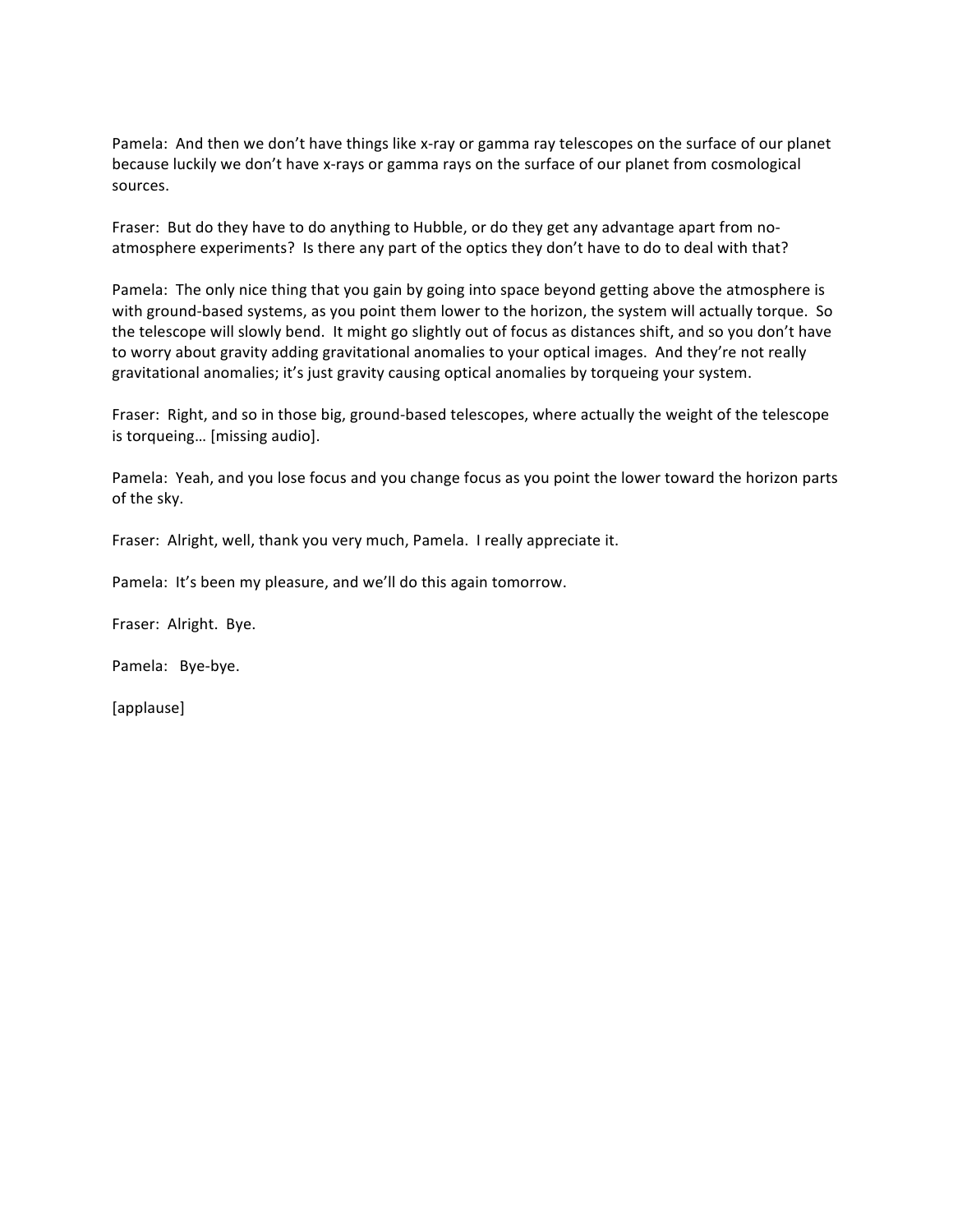Pamela: And then we don't have things like x-ray or gamma ray telescopes on the surface of our planet because luckily we don't have x-rays or gamma rays on the surface of our planet from cosmological sources.

Fraser: But do they have to do anything to Hubble, or do they get any advantage apart from no-atmosphere experiments? Is there any part of the optics they don't have to do to deal with that?

Pamela: The only nice thing that you gain by going into space beyond getting above the atmosphere is with ground-based systems, as you point them lower to the horizon, the system will actually torque. So the telescope will slowly bend. It might go slightly out of focus as distances shift, and so you don't have to worry about gravity adding gravitational anomalies to your optical images. And they're not really gravitational anomalies; it's just gravity causing optical anomalies by torqueing your system.

Fraser: Right, and so in those big, ground-based telescopes, where actually the weight of the telescope is torqueing… [missing audio].

Pamela: Yeah, and you lose focus and you change focus as you point the lower toward the horizon parts of the sky.

Fraser: Alright, well, thank you very much, Pamela. I really appreciate it.

Pamela: It's been my pleasure, and we'll do this again tomorrow.

Fraser: Alright. Bye.

Pamela: Bye-bye.

[applause]